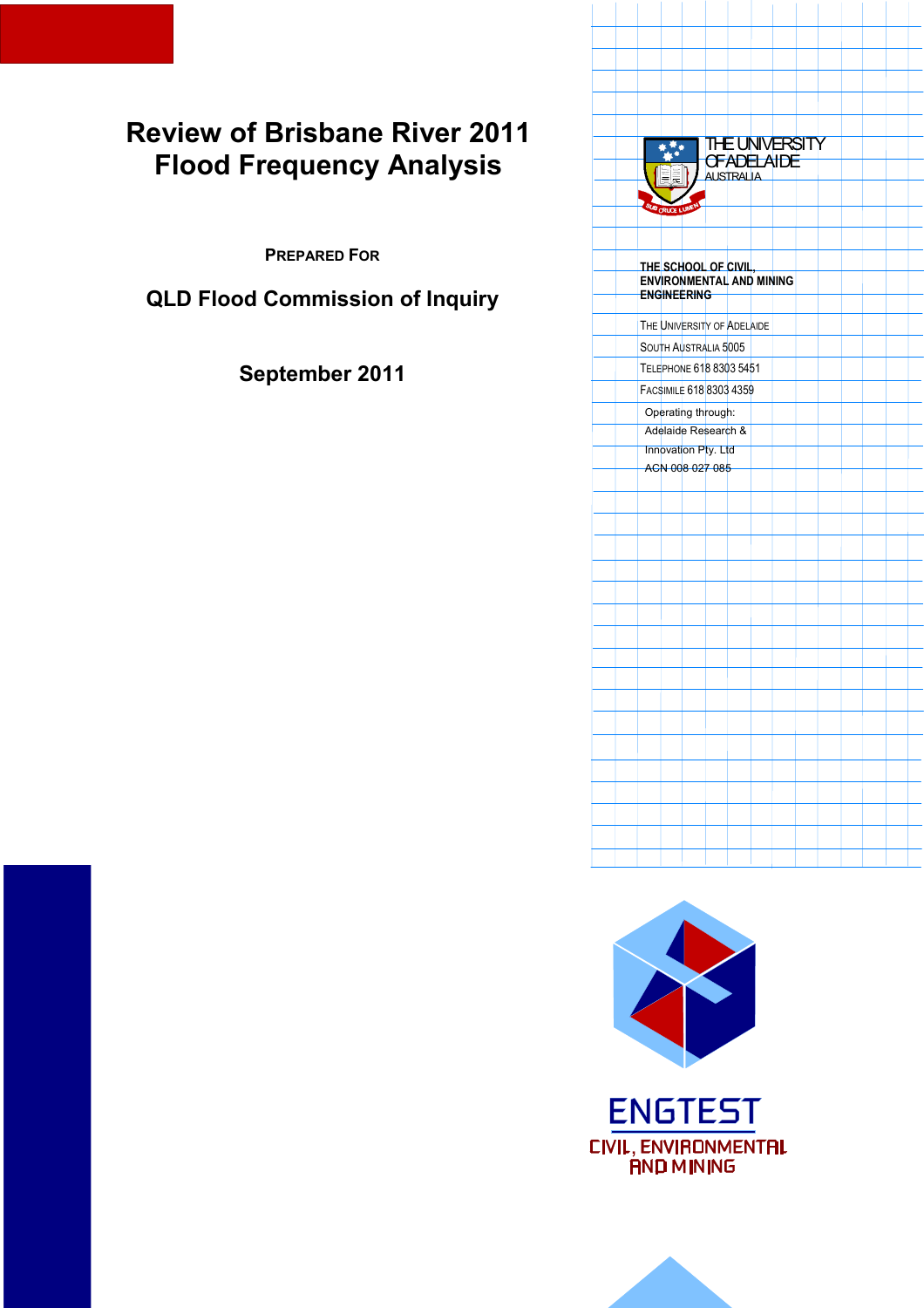# Review of Brisbane River 2011 Flood Frequency Analysis

PREPARED FOR

**QLD Flood Commission of Inquiry**

**September 2011**

THE UNIVERSITY OF ADELAIDE
AUSTRALIA

**THE SCHOOL OF CIVIL, ENVIRONMENTAL AND MINING ENGINEERING**

THE UNIVERSITY OF ADELAIDE
SOUTH AUSTRALIA 5005
TELEPHONE 618 8303 5451
FACSIMILE 618 8303 4359

Operating through:
Adelaide Research & Innovation Pty. Ltd
ACN 008 027 085

ENGTEST
CIVIL, ENVIRONMENTAL AND MINING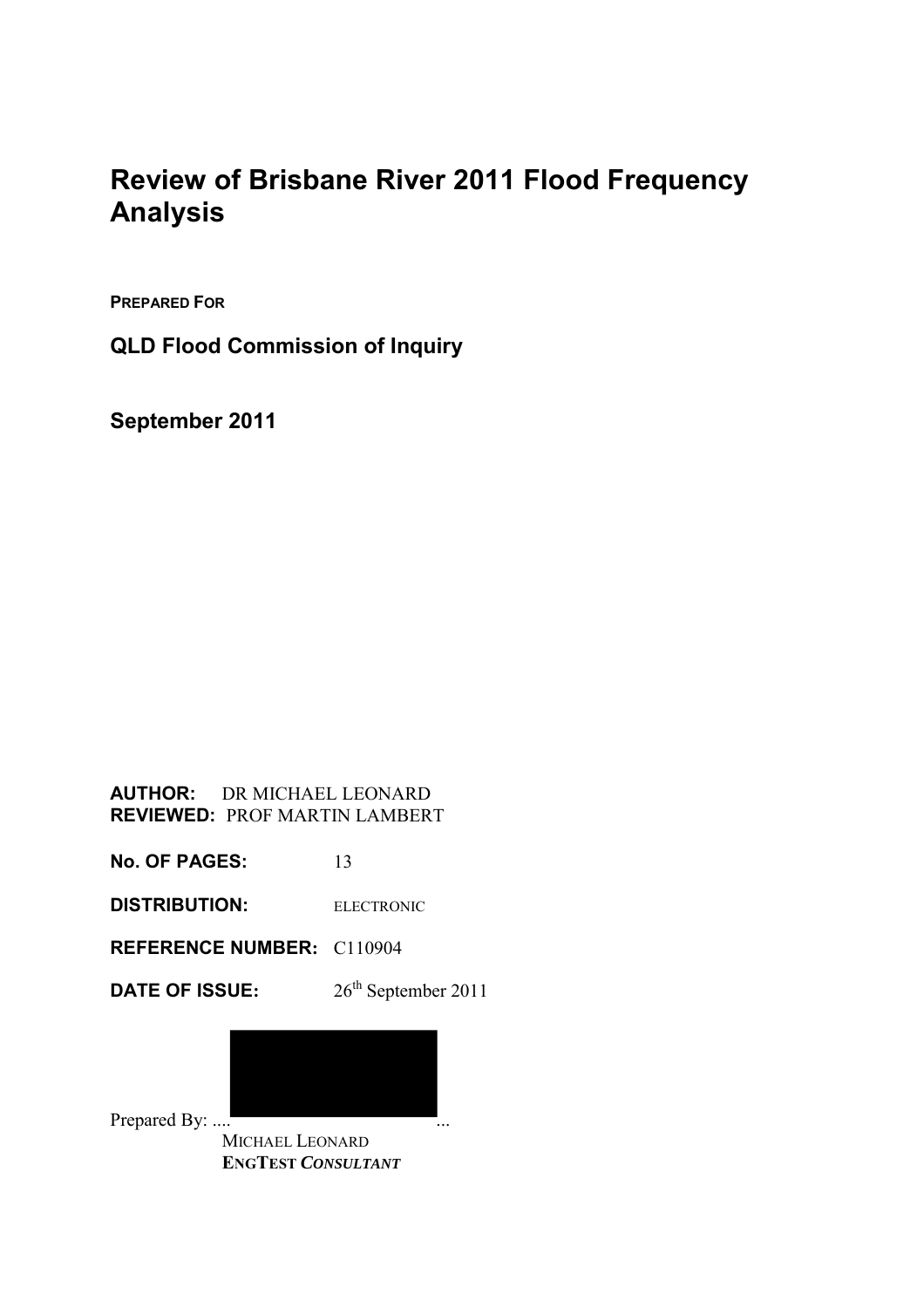# Review of Brisbane River 2011 Flood Frequency Analysis

**PREPARED FOR**

## QLD Flood Commission of Inquiry

## September 2011

**AUTHOR:** DR MICHAEL LEONARD
**REVIEWED:** PROF MARTIN LAMBERT

**No. OF PAGES:** 13

**DISTRIBUTION:** ELECTRONIC

**REFERENCE NUMBER:** C110904

**DATE OF ISSUE:** 26th September 2011

Prepared By: .... ...
MICHAEL LEONARD
**ENGTEST *CONSULTANT***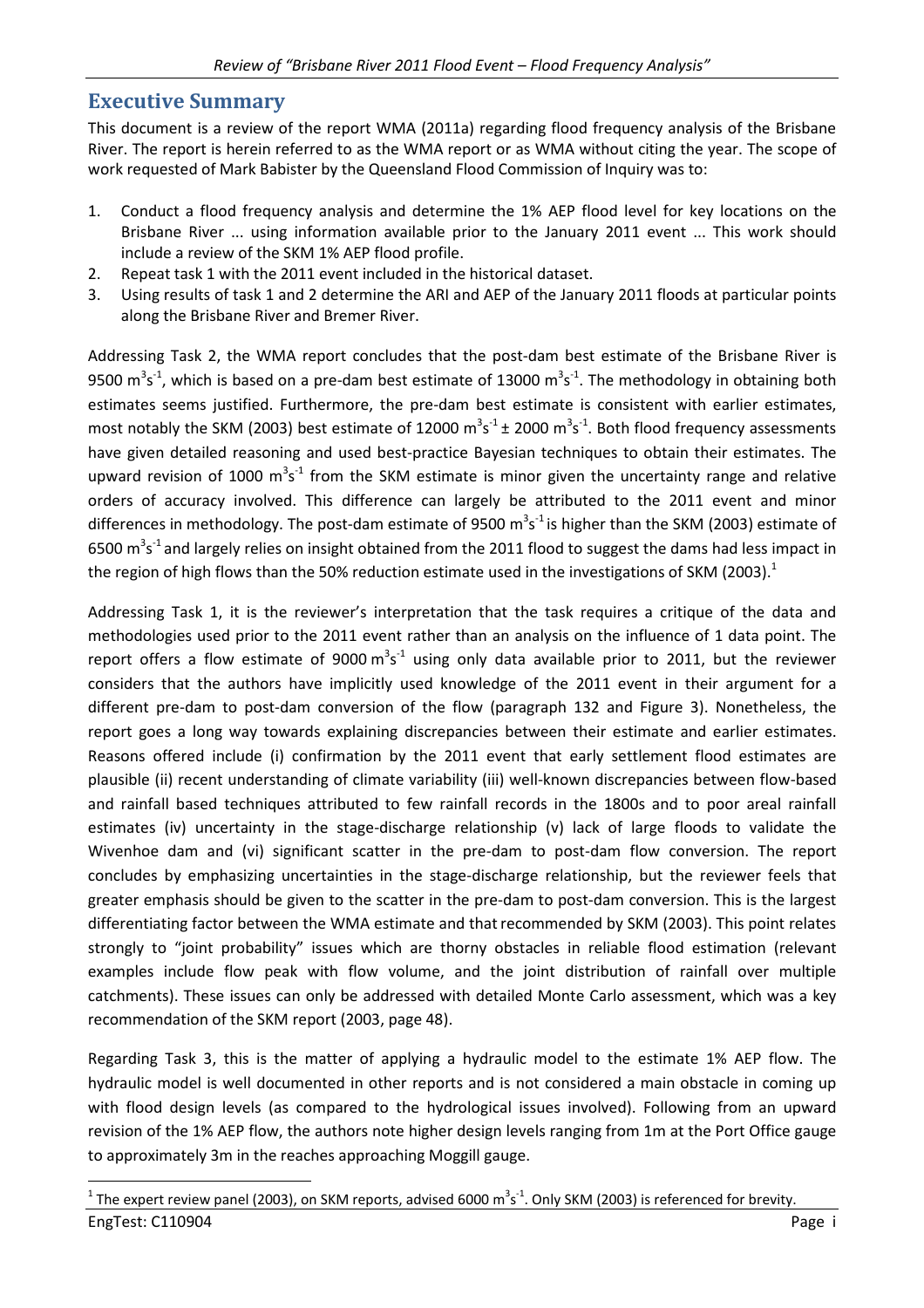## Executive Summary

This document is a review of the report WMA (2011a) regarding flood frequency analysis of the Brisbane River. The report is herein referred to as the WMA report or as WMA without citing the year. The scope of work requested of Mark Babister by the Queensland Flood Commission of Inquiry was to:

1. Conduct a flood frequency analysis and determine the 1% AEP flood level for key locations on the Brisbane River ... using information available prior to the January 2011 event ... This work should include a review of the SKM 1% AEP flood profile.
2. Repeat task 1 with the 2011 event included in the historical dataset.
3. Using results of task 1 and 2 determine the ARI and AEP of the January 2011 floods at particular points along the Brisbane River and Bremer River.

Addressing Task 2, the WMA report concludes that the post-dam best estimate of the Brisbane River is 9500 $m^3s^{-1}$, which is based on a pre-dam best estimate of 13000 $m^3s^{-1}$. The methodology in obtaining both estimates seems justified. Furthermore, the pre-dam best estimate is consistent with earlier estimates, most notably the SKM (2003) best estimate of 12000 $m^3s^{-1}$ ± 2000 $m^3s^{-1}$. Both flood frequency assessments have given detailed reasoning and used best-practice Bayesian techniques to obtain their estimates. The upward revision of 1000 $m^3s^{-1}$ from the SKM estimate is minor given the uncertainty range and relative orders of accuracy involved. This difference can largely be attributed to the 2011 event and minor differences in methodology. The post-dam estimate of 9500 $m^3s^{-1}$ is higher than the SKM (2003) estimate of 6500 $m^3s^{-1}$ and largely relies on insight obtained from the 2011 flood to suggest the dams had less impact in the region of high flows than the 50% reduction estimate used in the investigations of SKM (2003).[1]

Addressing Task 1, it is the reviewer's interpretation that the task requires a critique of the data and methodologies used prior to the 2011 event rather than an analysis on the influence of 1 data point. The report offers a flow estimate of 9000 $m^3s^{-1}$ using only data available prior to 2011, but the reviewer considers that the authors have implicitly used knowledge of the 2011 event in their argument for a different pre-dam to post-dam conversion of the flow (paragraph 132 and Figure 3). Nonetheless, the report goes a long way towards explaining discrepancies between their estimate and earlier estimates. Reasons offered include (i) confirmation by the 2011 event that early settlement flood estimates are plausible (ii) recent understanding of climate variability (iii) well-known discrepancies between flow-based and rainfall based techniques attributed to few rainfall records in the 1800s and to poor areal rainfall estimates (iv) uncertainty in the stage-discharge relationship (v) lack of large floods to validate the Wivenhoe dam and (vi) significant scatter in the pre-dam to post-dam flow conversion. The report concludes by emphasizing uncertainties in the stage-discharge relationship, but the reviewer feels that greater emphasis should be given to the scatter in the pre-dam to post-dam conversion. This is the largest differentiating factor between the WMA estimate and that recommended by SKM (2003). This point relates strongly to "joint probability" issues which are thorny obstacles in reliable flood estimation (relevant examples include flow peak with flow volume, and the joint distribution of rainfall over multiple catchments). These issues can only be addressed with detailed Monte Carlo assessment, which was a key recommendation of the SKM report (2003, page 48).

Regarding Task 3, this is the matter of applying a hydraulic model to the estimate 1% AEP flow. The hydraulic model is well documented in other reports and is not considered a main obstacle in coming up with flood design levels (as compared to the hydrological issues involved). Following from an upward revision of the 1% AEP flow, the authors note higher design levels ranging from 1m at the Port Office gauge to approximately 3m in the reaches approaching Moggill gauge.

[1] The expert review panel (2003), on SKM reports, advised 6000 $m^3s^{-1}$. Only SKM (2003) is referenced for brevity.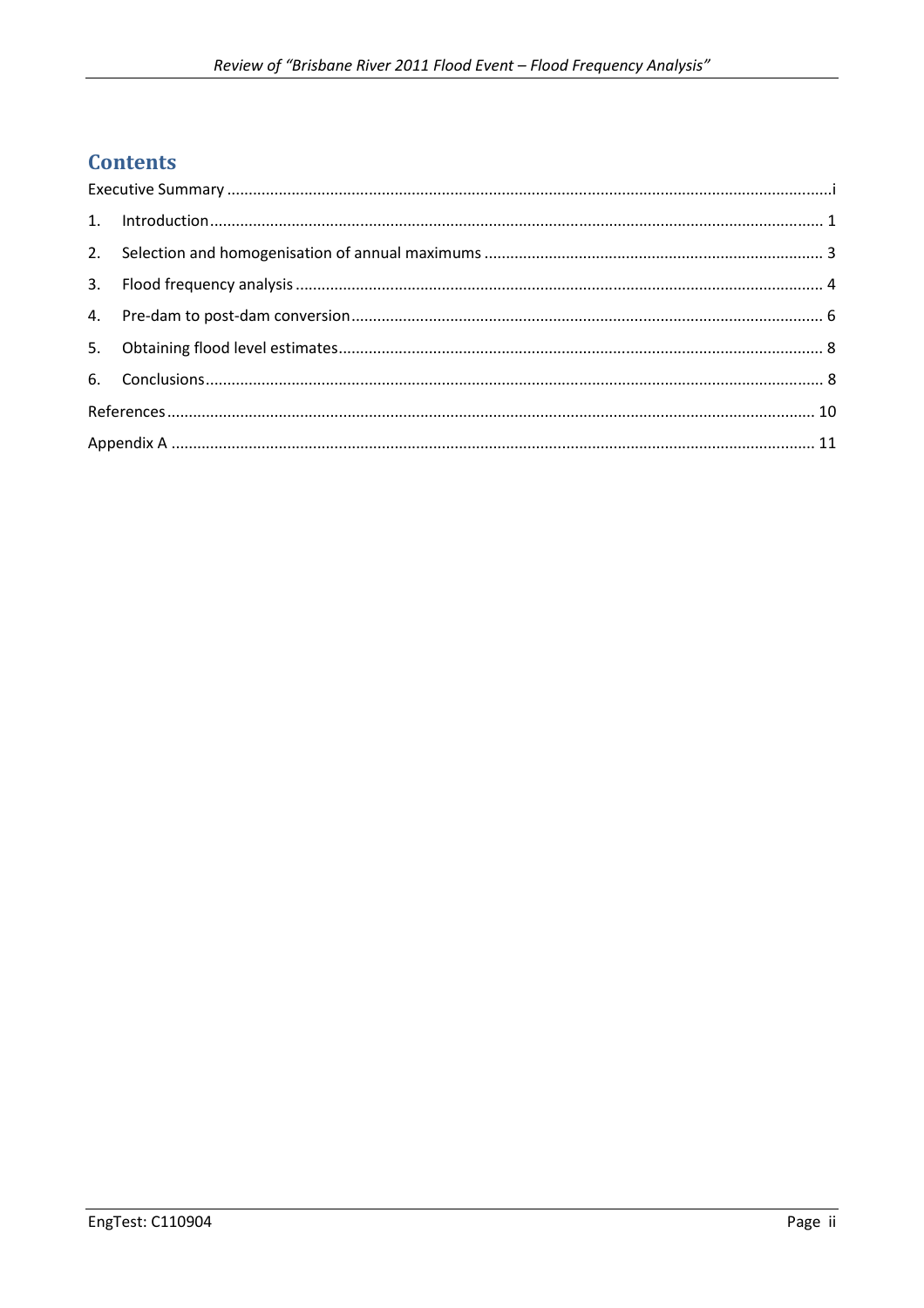# Contents

Executive Summary ....................................................................................................................................i

1. Introduction ............................................................................................................................. 1
2. Selection and homogenisation of annual maximums ............................................................... 3
3. Flood frequency analysis .......................................................................................................... 4
4. Pre-dam to post-dam conversion ............................................................................................. 6
5. Obtaining flood level estimates ................................................................................................ 8
6. Conclusions .............................................................................................................................. 8

References ..................................................................................................................................... 10

Appendix A .................................................................................................................................... 11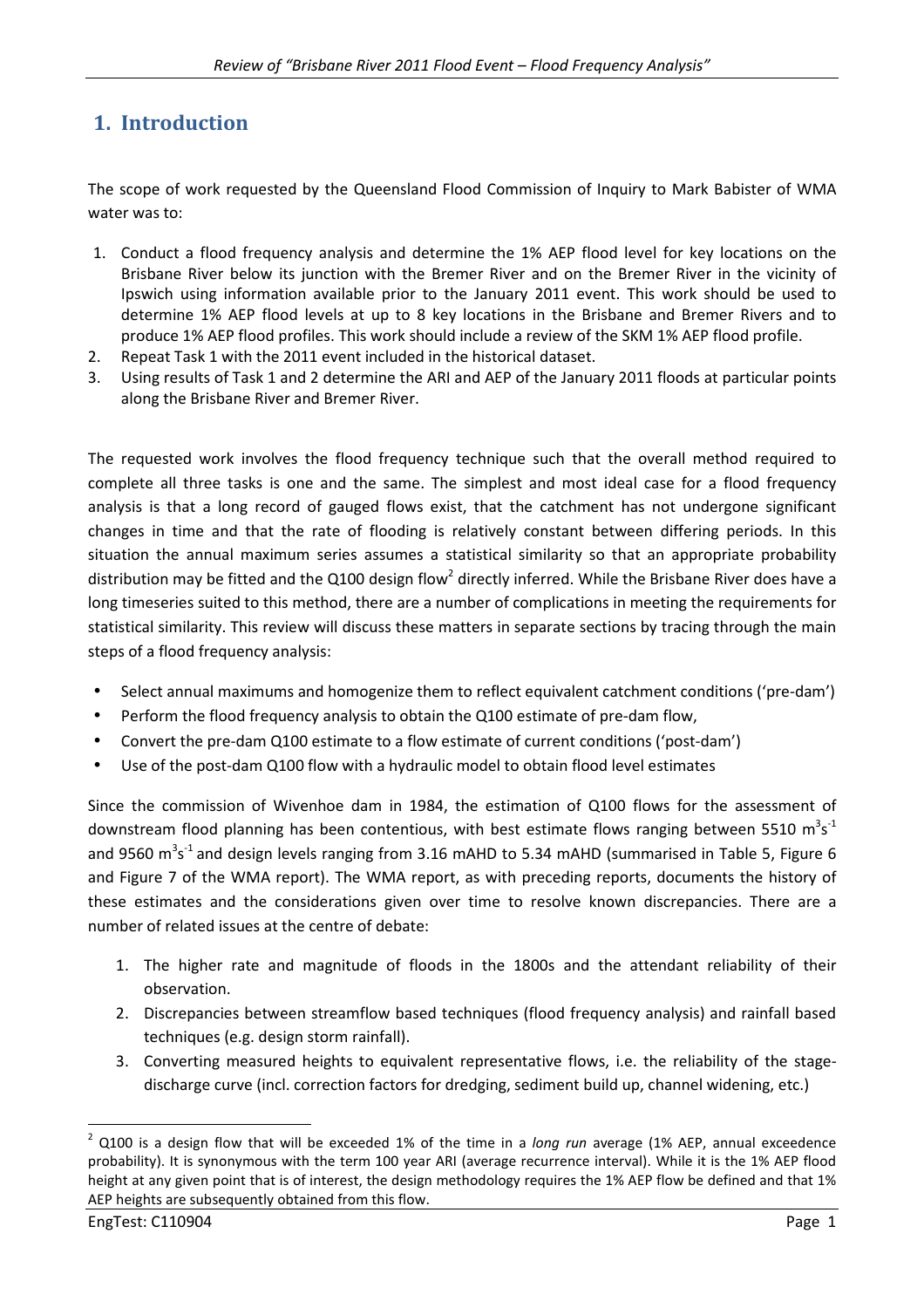# 1. Introduction

The scope of work requested by the Queensland Flood Commission of Inquiry to Mark Babister of WMA water was to:

1. Conduct a flood frequency analysis and determine the 1% AEP flood level for key locations on the Brisbane River below its junction with the Bremer River and on the Bremer River in the vicinity of Ipswich using information available prior to the January 2011 event. This work should be used to determine 1% AEP flood levels at up to 8 key locations in the Brisbane and Bremer Rivers and to produce 1% AEP flood profiles. This work should include a review of the SKM 1% AEP flood profile.
2. Repeat Task 1 with the 2011 event included in the historical dataset.
3. Using results of Task 1 and 2 determine the ARI and AEP of the January 2011 floods at particular points along the Brisbane River and Bremer River.

The requested work involves the flood frequency technique such that the overall method required to complete all three tasks is one and the same. The simplest and most ideal case for a flood frequency analysis is that a long record of gauged flows exist, that the catchment has not undergone significant changes in time and that the rate of flooding is relatively constant between differing periods. In this situation the annual maximum series assumes a statistical similarity so that an appropriate probability distribution may be fitted and the Q100 design flow[2] directly inferred. While the Brisbane River does have a long timeseries suited to this method, there are a number of complications in meeting the requirements for statistical similarity. This review will discuss these matters in separate sections by tracing through the main steps of a flood frequency analysis:

- Select annual maximums and homogenize them to reflect equivalent catchment conditions ('pre-dam')
- Perform the flood frequency analysis to obtain the Q100 estimate of pre-dam flow,
- Convert the pre-dam Q100 estimate to a flow estimate of current conditions ('post-dam')
- Use of the post-dam Q100 flow with a hydraulic model to obtain flood level estimates

Since the commission of Wivenhoe dam in 1984, the estimation of Q100 flows for the assessment of downstream flood planning has been contentious, with best estimate flows ranging between 5510 $m^3s^{-1}$ and 9560 $m^3s^{-1}$ and design levels ranging from 3.16 mAHD to 5.34 mAHD (summarised in Table 5, Figure 6 and Figure 7 of the WMA report). The WMA report, as with preceding reports, documents the history of these estimates and the considerations given over time to resolve known discrepancies. There are a number of related issues at the centre of debate:

1. The higher rate and magnitude of floods in the 1800s and the attendant reliability of their observation.
2. Discrepancies between streamflow based techniques (flood frequency analysis) and rainfall based techniques (e.g. design storm rainfall).
3. Converting measured heights to equivalent representative flows, i.e. the reliability of the stage-discharge curve (incl. correction factors for dredging, sediment build up, channel widening, etc.)

---

[2] Q100 is a design flow that will be exceeded 1% of the time in a *long run* average (1% AEP, annual exceedence probability). It is synonymous with the term 100 year ARI (average recurrence interval). While it is the 1% AEP flood height at any given point that is of interest, the design methodology requires the 1% AEP flow be defined and that 1% AEP heights are subsequently obtained from this flow.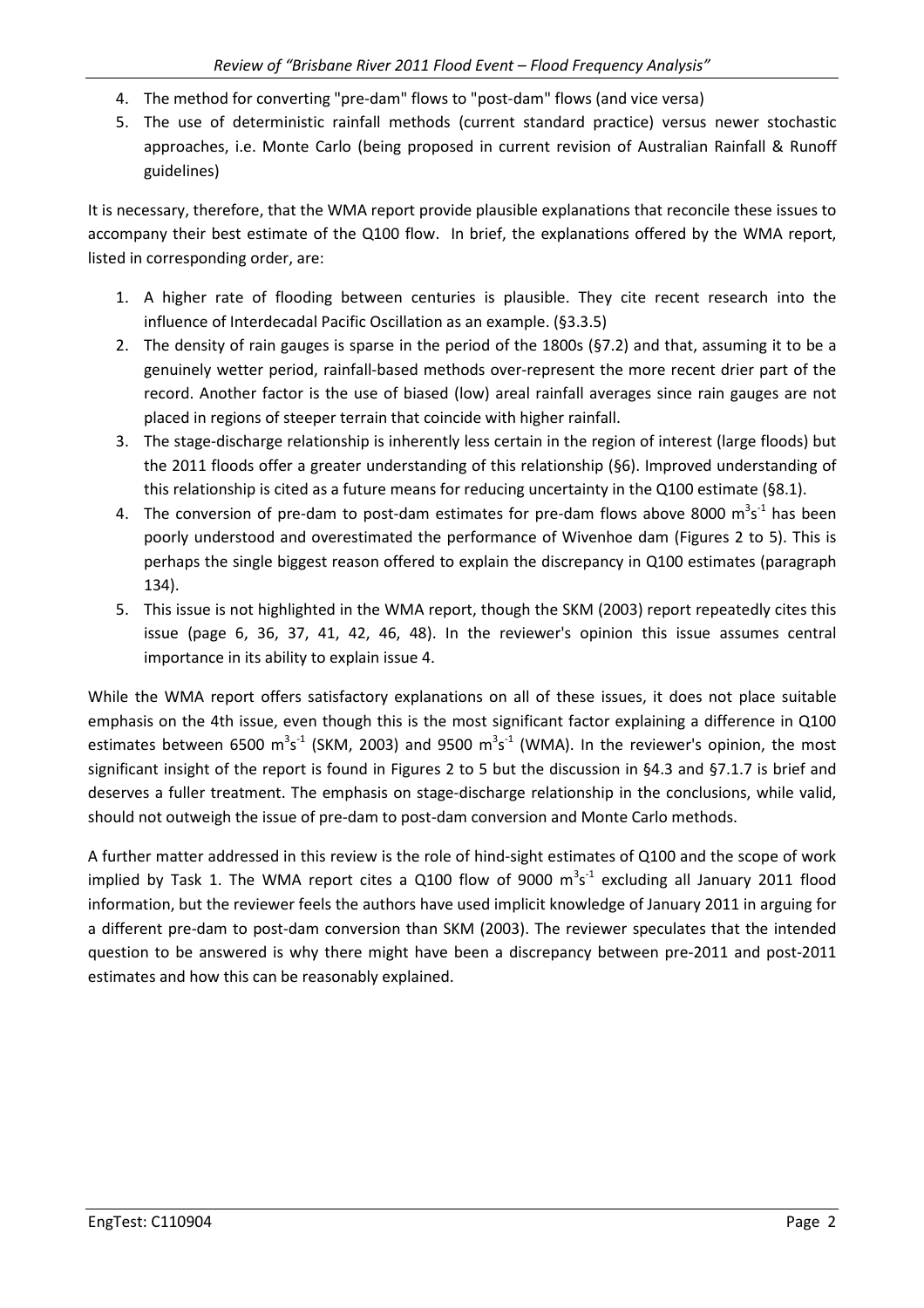4. The method for converting "pre-dam" flows to "post-dam" flows (and vice versa)
5. The use of deterministic rainfall methods (current standard practice) versus newer stochastic approaches, i.e. Monte Carlo (being proposed in current revision of Australian Rainfall & Runoff guidelines)

It is necessary, therefore, that the WMA report provide plausible explanations that reconcile these issues to accompany their best estimate of the Q100 flow. In brief, the explanations offered by the WMA report, listed in corresponding order, are:

1. A higher rate of flooding between centuries is plausible. They cite recent research into the influence of Interdecadal Pacific Oscillation as an example. (§3.3.5)
2. The density of rain gauges is sparse in the period of the 1800s (§7.2) and that, assuming it to be a genuinely wetter period, rainfall-based methods over-represent the more recent drier part of the record. Another factor is the use of biased (low) areal rainfall averages since rain gauges are not placed in regions of steeper terrain that coincide with higher rainfall.
3. The stage-discharge relationship is inherently less certain in the region of interest (large floods) but the 2011 floods offer a greater understanding of this relationship (§6). Improved understanding of this relationship is cited as a future means for reducing uncertainty in the Q100 estimate (§8.1).
4. The conversion of pre-dam to post-dam estimates for pre-dam flows above 8000 $m^3s^{-1}$ has been poorly understood and overestimated the performance of Wivenhoe dam (Figures 2 to 5). This is perhaps the single biggest reason offered to explain the discrepancy in Q100 estimates (paragraph 134).
5. This issue is not highlighted in the WMA report, though the SKM (2003) report repeatedly cites this issue (page 6, 36, 37, 41, 42, 46, 48). In the reviewer's opinion this issue assumes central importance in its ability to explain issue 4.

While the WMA report offers satisfactory explanations on all of these issues, it does not place suitable emphasis on the 4th issue, even though this is the most significant factor explaining a difference in Q100 estimates between 6500 $m^3s^{-1}$ (SKM, 2003) and 9500 $m^3s^{-1}$ (WMA). In the reviewer's opinion, the most significant insight of the report is found in Figures 2 to 5 but the discussion in §4.3 and §7.1.7 is brief and deserves a fuller treatment. The emphasis on stage-discharge relationship in the conclusions, while valid, should not outweigh the issue of pre-dam to post-dam conversion and Monte Carlo methods.

A further matter addressed in this review is the role of hind-sight estimates of Q100 and the scope of work implied by Task 1. The WMA report cites a Q100 flow of 9000 $m^3s^{-1}$ excluding all January 2011 flood information, but the reviewer feels the authors have used implicit knowledge of January 2011 in arguing for a different pre-dam to post-dam conversion than SKM (2003). The reviewer speculates that the intended question to be answered is why there might have been a discrepancy between pre-2011 and post-2011 estimates and how this can be reasonably explained.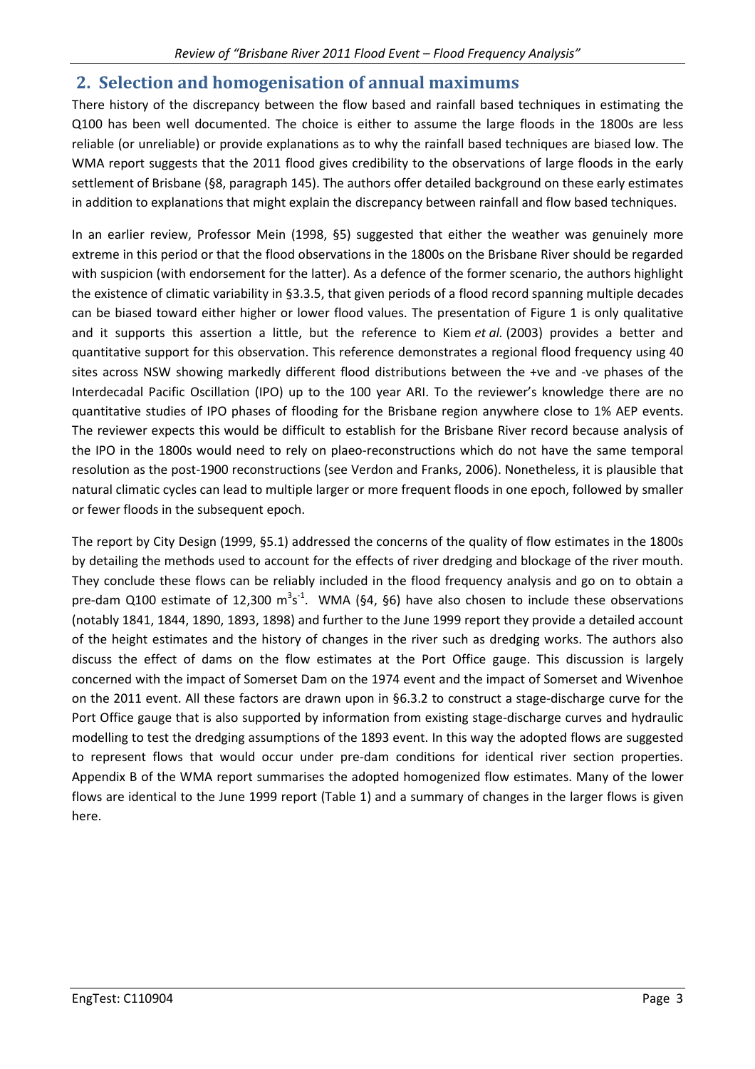## 2. Selection and homogenisation of annual maximums

There history of the discrepancy between the flow based and rainfall based techniques in estimating the Q100 has been well documented. The choice is either to assume the large floods in the 1800s are less reliable (or unreliable) or provide explanations as to why the rainfall based techniques are biased low. The WMA report suggests that the 2011 flood gives credibility to the observations of large floods in the early settlement of Brisbane (§8, paragraph 145). The authors offer detailed background on these early estimates in addition to explanations that might explain the discrepancy between rainfall and flow based techniques.

In an earlier review, Professor Mein (1998, §5) suggested that either the weather was genuinely more extreme in this period or that the flood observations in the 1800s on the Brisbane River should be regarded with suspicion (with endorsement for the latter). As a defence of the former scenario, the authors highlight the existence of climatic variability in §3.3.5, that given periods of a flood record spanning multiple decades can be biased toward either higher or lower flood values. The presentation of Figure 1 is only qualitative and it supports this assertion a little, but the reference to Kiem *et al.* (2003) provides a better and quantitative support for this observation. This reference demonstrates a regional flood frequency using 40 sites across NSW showing markedly different flood distributions between the +ve and -ve phases of the Interdecadal Pacific Oscillation (IPO) up to the 100 year ARI. To the reviewer's knowledge there are no quantitative studies of IPO phases of flooding for the Brisbane region anywhere close to 1% AEP events. The reviewer expects this would be difficult to establish for the Brisbane River record because analysis of the IPO in the 1800s would need to rely on plaeo-reconstructions which do not have the same temporal resolution as the post-1900 reconstructions (see Verdon and Franks, 2006). Nonetheless, it is plausible that natural climatic cycles can lead to multiple larger or more frequent floods in one epoch, followed by smaller or fewer floods in the subsequent epoch.

The report by City Design (1999, §5.1) addressed the concerns of the quality of flow estimates in the 1800s by detailing the methods used to account for the effects of river dredging and blockage of the river mouth. They conclude these flows can be reliably included in the flood frequency analysis and go on to obtain a pre-dam Q100 estimate of 12,300 $m^3s^{-1}$. WMA (§4, §6) have also chosen to include these observations (notably 1841, 1844, 1890, 1893, 1898) and further to the June 1999 report they provide a detailed account of the height estimates and the history of changes in the river such as dredging works. The authors also discuss the effect of dams on the flow estimates at the Port Office gauge. This discussion is largely concerned with the impact of Somerset Dam on the 1974 event and the impact of Somerset and Wivenhoe on the 2011 event. All these factors are drawn upon in §6.3.2 to construct a stage-discharge curve for the Port Office gauge that is also supported by information from existing stage-discharge curves and hydraulic modelling to test the dredging assumptions of the 1893 event. In this way the adopted flows are suggested to represent flows that would occur under pre-dam conditions for identical river section properties. Appendix B of the WMA report summarises the adopted homogenized flow estimates. Many of the lower flows are identical to the June 1999 report (Table 1) and a summary of changes in the larger flows is given here.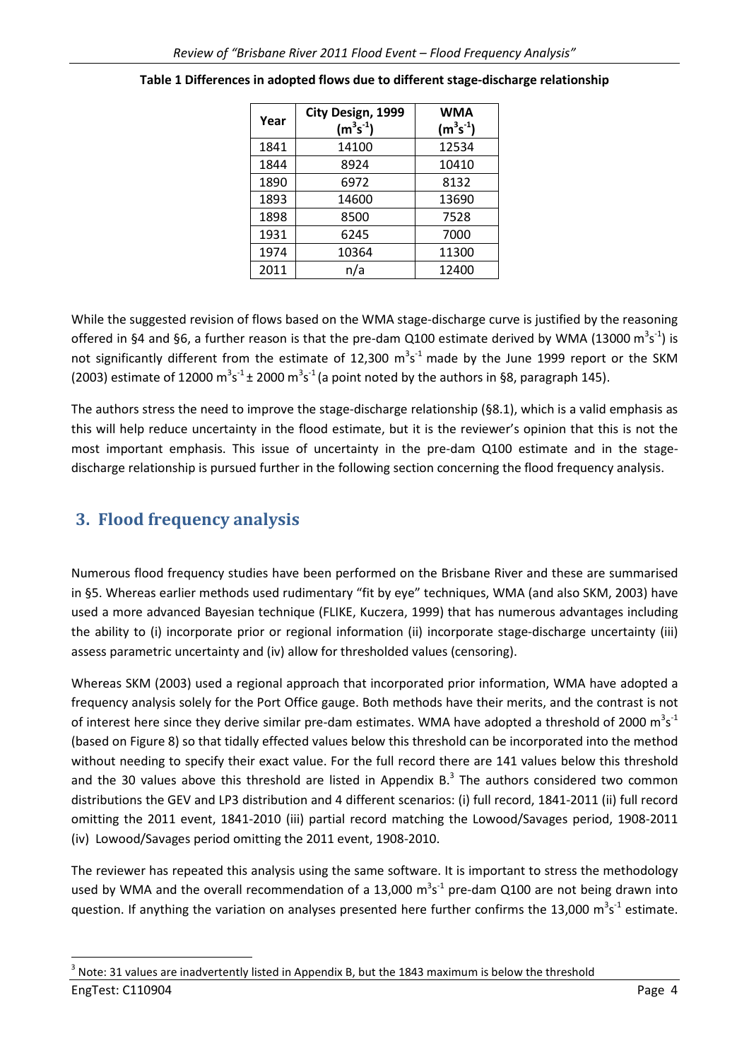**Table 1 Differences in adopted flows due to different stage-discharge relationship**

| Year | City Design, 1999 ($m^3s^{-1}$) | WMA ($m^3s^{-1}$) |
|---|---|---|
| 1841 | 14100 | 12534 |
| 1844 | 8924 | 10410 |
| 1890 | 6972 | 8132 |
| 1893 | 14600 | 13690 |
| 1898 | 8500 | 7528 |
| 1931 | 6245 | 7000 |
| 1974 | 10364 | 11300 |
| 2011 | n/a | 12400 |

While the suggested revision of flows based on the WMA stage-discharge curve is justified by the reasoning offered in §4 and §6, a further reason is that the pre-dam Q100 estimate derived by WMA (13000 $m^3s^{-1}$) is not significantly different from the estimate of 12,300 $m^3s^{-1}$ made by the June 1999 report or the SKM (2003) estimate of 12000 $m^3s^{-1}$ ± 2000 $m^3s^{-1}$ (a point noted by the authors in §8, paragraph 145).

The authors stress the need to improve the stage-discharge relationship (§8.1), which is a valid emphasis as this will help reduce uncertainty in the flood estimate, but it is the reviewer's opinion that this is not the most important emphasis. This issue of uncertainty in the pre-dam Q100 estimate and in the stage-discharge relationship is pursued further in the following section concerning the flood frequency analysis.

## 3. Flood frequency analysis

Numerous flood frequency studies have been performed on the Brisbane River and these are summarised in §5. Whereas earlier methods used rudimentary "fit by eye" techniques, WMA (and also SKM, 2003) have used a more advanced Bayesian technique (FLIKE, Kuczera, 1999) that has numerous advantages including the ability to (i) incorporate prior or regional information (ii) incorporate stage-discharge uncertainty (iii) assess parametric uncertainty and (iv) allow for thresholded values (censoring).

Whereas SKM (2003) used a regional approach that incorporated prior information, WMA have adopted a frequency analysis solely for the Port Office gauge. Both methods have their merits, and the contrast is not of interest here since they derive similar pre-dam estimates. WMA have adopted a threshold of 2000 $m^3s^{-1}$ (based on Figure 8) so that tidally effected values below this threshold can be incorporated into the method without needing to specify their exact value. For the full record there are 141 values below this threshold and the 30 values above this threshold are listed in Appendix B.[3] The authors considered two common distributions the GEV and LP3 distribution and 4 different scenarios: (i) full record, 1841-2011 (ii) full record omitting the 2011 event, 1841-2010 (iii) partial record matching the Lowood/Savages period, 1908-2011 (iv) Lowood/Savages period omitting the 2011 event, 1908-2010.

The reviewer has repeated this analysis using the same software. It is important to stress the methodology used by WMA and the overall recommendation of a 13,000 $m^3s^{-1}$ pre-dam Q100 are not being drawn into question. If anything the variation on analyses presented here further confirms the 13,000 $m^3s^{-1}$ estimate.

[3] Note: 31 values are inadvertently listed in Appendix B, but the 1843 maximum is below the threshold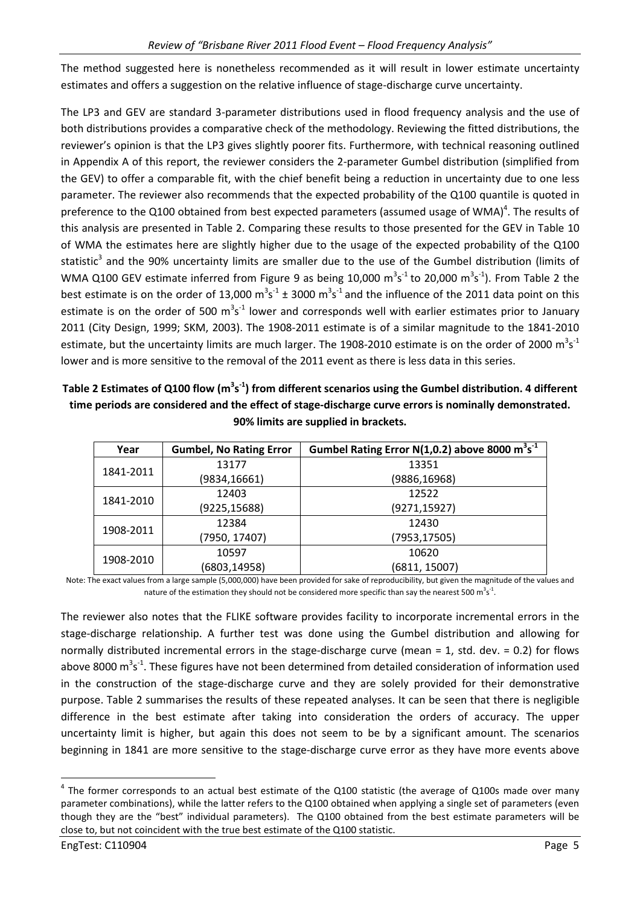The method suggested here is nonetheless recommended as it will result in lower estimate uncertainty estimates and offers a suggestion on the relative influence of stage-discharge curve uncertainty.

The LP3 and GEV are standard 3-parameter distributions used in flood frequency analysis and the use of both distributions provides a comparative check of the methodology. Reviewing the fitted distributions, the reviewer's opinion is that the LP3 gives slightly poorer fits. Furthermore, with technical reasoning outlined in Appendix A of this report, the reviewer considers the 2-parameter Gumbel distribution (simplified from the GEV) to offer a comparable fit, with the chief benefit being a reduction in uncertainty due to one less parameter. The reviewer also recommends that the expected probability of the Q100 quantile is quoted in preference to the Q100 obtained from best expected parameters (assumed usage of WMA)[4]. The results of this analysis are presented in Table 2. Comparing these results to those presented for the GEV in Table 10 of WMA the estimates here are slightly higher due to the usage of the expected probability of the Q100 statistic[3] and the 90% uncertainty limits are smaller due to the use of the Gumbel distribution (limits of WMA Q100 GEV estimate inferred from Figure 9 as being 10,000 $m^3s^{-1}$ to 20,000 $m^3s^{-1}$). From Table 2 the best estimate is on the order of 13,000 $m^3s^{-1}$ ± 3000 $m^3s^{-1}$ and the influence of the 2011 data point on this estimate is on the order of 500 $m^3s^{-1}$ lower and corresponds well with earlier estimates prior to January 2011 (City Design, 1999; SKM, 2003). The 1908-2011 estimate is of a similar magnitude to the 1841-2010 estimate, but the uncertainty limits are much larger. The 1908-2010 estimate is on the order of 2000 $m^3s^{-1}$ lower and is more sensitive to the removal of the 2011 event as there is less data in this series.

**Table 2 Estimates of Q100 flow ($m^3s^{-1}$) from different scenarios using the Gumbel distribution. 4 different time periods are considered and the effect of stage-discharge curve errors is nominally demonstrated. 90% limits are supplied in brackets.**

| Year | Gumbel, No Rating Error | Gumbel Rating Error N(1,0.2) above 8000 $m^3s^{-1}$ |
|---|---|---|
| 1841-2011 | 13177<br>(9834,16661) | 13351<br>(9886,16968) |
| 1841-2010 | 12403<br>(9225,15688) | 12522<br>(9271,15927) |
| 1908-2011 | 12384<br>(7950, 17407) | 12430<br>(7953,17505) |
| 1908-2010 | 10597<br>(6803,14958) | 10620<br>(6811, 15007) |

Note: The exact values from a large sample (5,000,000) have been provided for sake of reproducibility, but given the magnitude of the values and nature of the estimation they should not be considered more specific than say the nearest 500 $m^3s^{-1}$.

The reviewer also notes that the FLIKE software provides facility to incorporate incremental errors in the stage-discharge relationship. A further test was done using the Gumbel distribution and allowing for normally distributed incremental errors in the stage-discharge curve (mean = 1, std. dev. = 0.2) for flows above 8000 $m^3s^{-1}$. These figures have not been determined from detailed consideration of information used in the construction of the stage-discharge curve and they are solely provided for their demonstrative purpose. Table 2 summarises the results of these repeated analyses. It can be seen that there is negligible difference in the best estimate after taking into consideration the orders of accuracy. The upper uncertainty limit is higher, but again this does not seem to be by a significant amount. The scenarios beginning in 1841 are more sensitive to the stage-discharge curve error as they have more events above

---

[4] The former corresponds to an actual best estimate of the Q100 statistic (the average of Q100s made over many parameter combinations), while the latter refers to the Q100 obtained when applying a single set of parameters (even though they are the "best" individual parameters). The Q100 obtained from the best estimate parameters will be close to, but not coincident with the true best estimate of the Q100 statistic.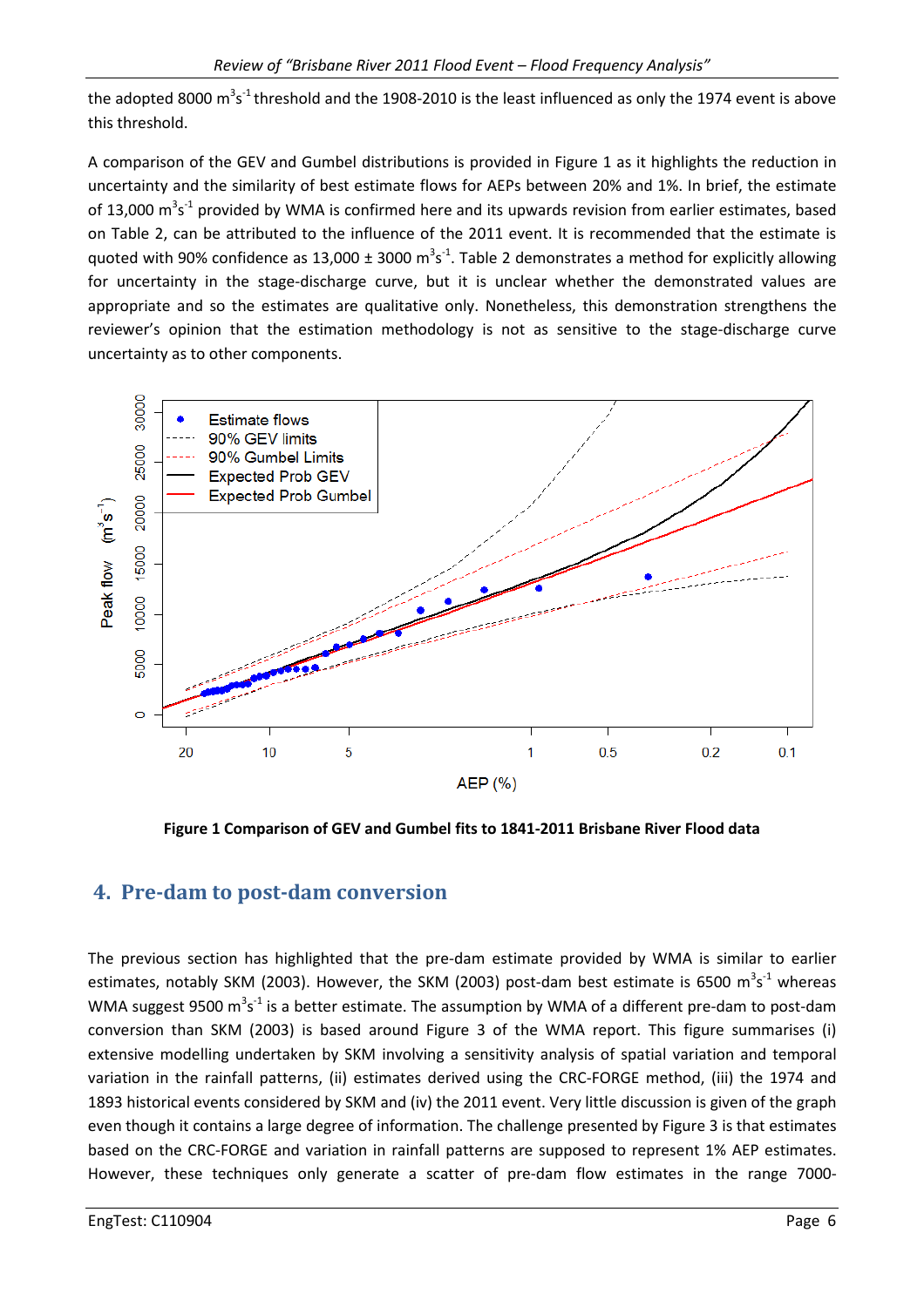the adopted 8000 $m^3s^{-1}$ threshold and the 1908-2010 is the least influenced as only the 1974 event is above this threshold.

A comparison of the GEV and Gumbel distributions is provided in Figure 1 as it highlights the reduction in uncertainty and the similarity of best estimate flows for AEPs between 20% and 1%. In brief, the estimate of 13,000 $m^3s^{-1}$ provided by WMA is confirmed here and its upwards revision from earlier estimates, based on Table 2, can be attributed to the influence of the 2011 event. It is recommended that the estimate is quoted with 90% confidence as 13,000 ± 3000 $m^3s^{-1}$. Table 2 demonstrates a method for explicitly allowing for uncertainty in the stage-discharge curve, but it is unclear whether the demonstrated values are appropriate and so the estimates are qualitative only. Nonetheless, this demonstration strengthens the reviewer's opinion that the estimation methodology is not as sensitive to the stage-discharge curve uncertainty as to other components.

**Figure 1 Comparison of GEV and Gumbel fits to 1841-2011 Brisbane River Flood data**

## 4. Pre-dam to post-dam conversion

The previous section has highlighted that the pre-dam estimate provided by WMA is similar to earlier estimates, notably SKM (2003). However, the SKM (2003) post-dam best estimate is 6500 $m^3s^{-1}$ whereas WMA suggest 9500 $m^3s^{-1}$ is a better estimate. The assumption by WMA of a different pre-dam to post-dam conversion than SKM (2003) is based around Figure 3 of the WMA report. This figure summarises (i) extensive modelling undertaken by SKM involving a sensitivity analysis of spatial variation and temporal variation in the rainfall patterns, (ii) estimates derived using the CRC-FORGE method, (iii) the 1974 and 1893 historical events considered by SKM and (iv) the 2011 event. Very little discussion is given of the graph even though it contains a large degree of information. The challenge presented by Figure 3 is that estimates based on the CRC-FORGE and variation in rainfall patterns are supposed to represent 1% AEP estimates. However, these techniques only generate a scatter of pre-dam flow estimates in the range 7000-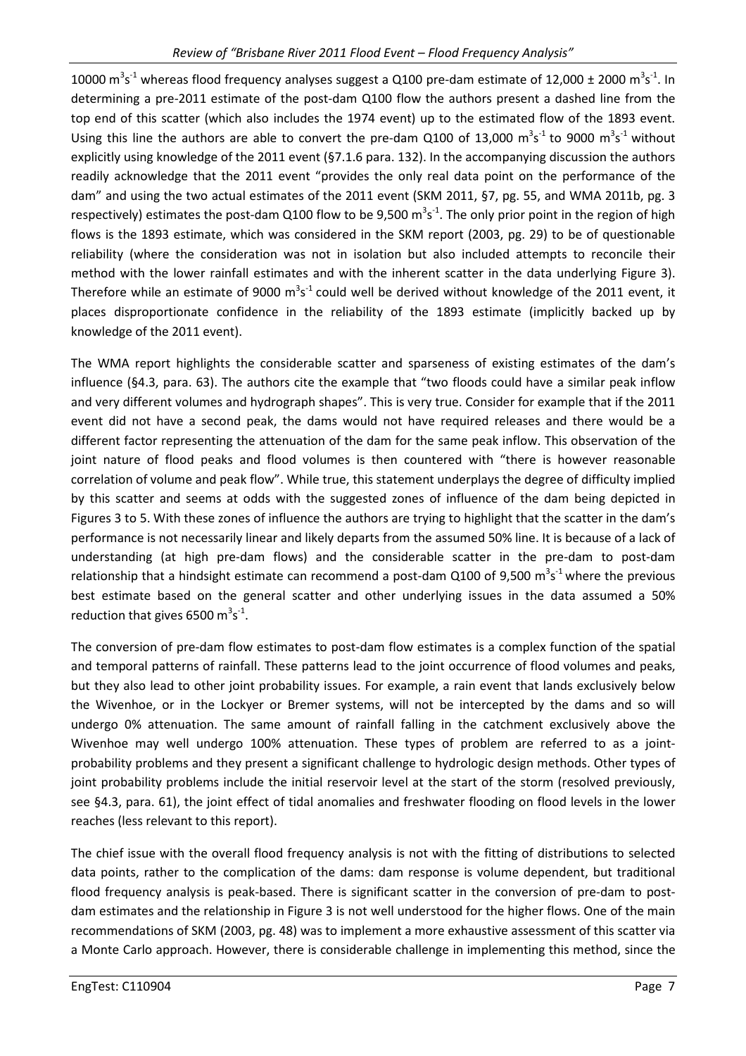10000 $m^3s^{-1}$ whereas flood frequency analyses suggest a Q100 pre-dam estimate of 12,000 ± 2000 $m^3s^{-1}$. In determining a pre-2011 estimate of the post-dam Q100 flow the authors present a dashed line from the top end of this scatter (which also includes the 1974 event) up to the estimated flow of the 1893 event. Using this line the authors are able to convert the pre-dam Q100 of 13,000 $m^3s^{-1}$ to 9000 $m^3s^{-1}$ without explicitly using knowledge of the 2011 event (§7.1.6 para. 132). In the accompanying discussion the authors readily acknowledge that the 2011 event "provides the only real data point on the performance of the dam" and using the two actual estimates of the 2011 event (SKM 2011, §7, pg. 55, and WMA 2011b, pg. 3 respectively) estimates the post-dam Q100 flow to be 9,500 $m^3s^{-1}$. The only prior point in the region of high flows is the 1893 estimate, which was considered in the SKM report (2003, pg. 29) to be of questionable reliability (where the consideration was not in isolation but also included attempts to reconcile their method with the lower rainfall estimates and with the inherent scatter in the data underlying Figure 3). Therefore while an estimate of 9000 $m^3s^{-1}$ could well be derived without knowledge of the 2011 event, it places disproportionate confidence in the reliability of the 1893 estimate (implicitly backed up by knowledge of the 2011 event).

The WMA report highlights the considerable scatter and sparseness of existing estimates of the dam's influence (§4.3, para. 63). The authors cite the example that "two floods could have a similar peak inflow and very different volumes and hydrograph shapes". This is very true. Consider for example that if the 2011 event did not have a second peak, the dams would not have required releases and there would be a different factor representing the attenuation of the dam for the same peak inflow. This observation of the joint nature of flood peaks and flood volumes is then countered with "there is however reasonable correlation of volume and peak flow". While true, this statement underplays the degree of difficulty implied by this scatter and seems at odds with the suggested zones of influence of the dam being depicted in Figures 3 to 5. With these zones of influence the authors are trying to highlight that the scatter in the dam's performance is not necessarily linear and likely departs from the assumed 50% line. It is because of a lack of understanding (at high pre-dam flows) and the considerable scatter in the pre-dam to post-dam relationship that a hindsight estimate can recommend a post-dam Q100 of 9,500 $m^3s^{-1}$ where the previous best estimate based on the general scatter and other underlying issues in the data assumed a 50% reduction that gives 6500 $m^3s^{-1}$.

The conversion of pre-dam flow estimates to post-dam flow estimates is a complex function of the spatial and temporal patterns of rainfall. These patterns lead to the joint occurrence of flood volumes and peaks, but they also lead to other joint probability issues. For example, a rain event that lands exclusively below the Wivenhoe, or in the Lockyer or Bremer systems, will not be intercepted by the dams and so will undergo 0% attenuation. The same amount of rainfall falling in the catchment exclusively above the Wivenhoe may well undergo 100% attenuation. These types of problem are referred to as a joint-probability problems and they present a significant challenge to hydrologic design methods. Other types of joint probability problems include the initial reservoir level at the start of the storm (resolved previously, see §4.3, para. 61), the joint effect of tidal anomalies and freshwater flooding on flood levels in the lower reaches (less relevant to this report).

The chief issue with the overall flood frequency analysis is not with the fitting of distributions to selected data points, rather to the complication of the dams: dam response is volume dependent, but traditional flood frequency analysis is peak-based. There is significant scatter in the conversion of pre-dam to post-dam estimates and the relationship in Figure 3 is not well understood for the higher flows. One of the main recommendations of SKM (2003, pg. 48) was to implement a more exhaustive assessment of this scatter via a Monte Carlo approach. However, there is considerable challenge in implementing this method, since the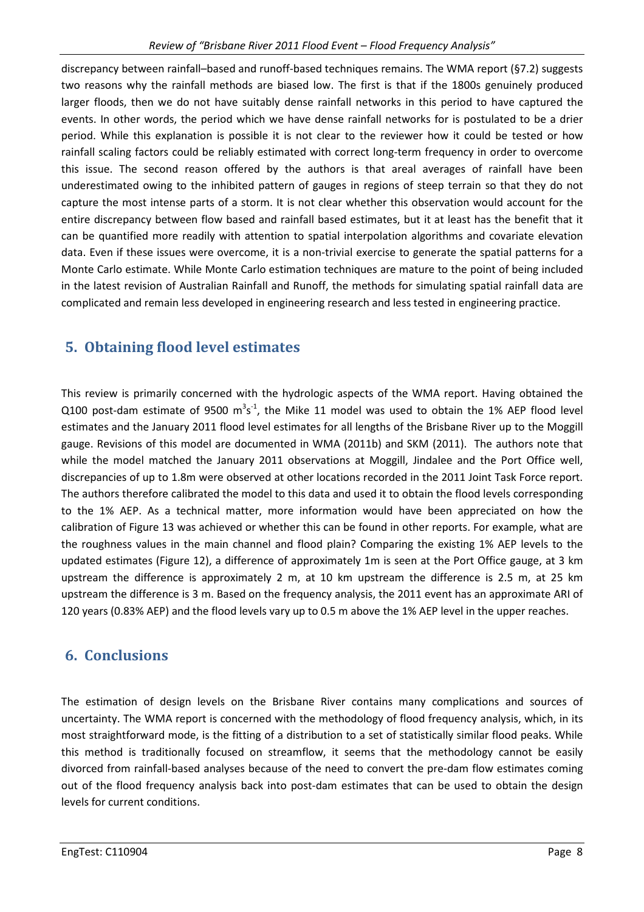discrepancy between rainfall–based and runoff-based techniques remains. The WMA report (§7.2) suggests two reasons why the rainfall methods are biased low. The first is that if the 1800s genuinely produced larger floods, then we do not have suitably dense rainfall networks in this period to have captured the events. In other words, the period which we have dense rainfall networks for is postulated to be a drier period. While this explanation is possible it is not clear to the reviewer how it could be tested or how rainfall scaling factors could be reliably estimated with correct long-term frequency in order to overcome this issue. The second reason offered by the authors is that areal averages of rainfall have been underestimated owing to the inhibited pattern of gauges in regions of steep terrain so that they do not capture the most intense parts of a storm. It is not clear whether this observation would account for the entire discrepancy between flow based and rainfall based estimates, but it at least has the benefit that it can be quantified more readily with attention to spatial interpolation algorithms and covariate elevation data. Even if these issues were overcome, it is a non-trivial exercise to generate the spatial patterns for a Monte Carlo estimate. While Monte Carlo estimation techniques are mature to the point of being included in the latest revision of Australian Rainfall and Runoff, the methods for simulating spatial rainfall data are complicated and remain less developed in engineering research and less tested in engineering practice.

## 5. Obtaining flood level estimates

This review is primarily concerned with the hydrologic aspects of the WMA report. Having obtained the Q100 post-dam estimate of 9500 $m^3s^{-1}$, the Mike 11 model was used to obtain the 1% AEP flood level estimates and the January 2011 flood level estimates for all lengths of the Brisbane River up to the Moggill gauge. Revisions of this model are documented in WMA (2011b) and SKM (2011). The authors note that while the model matched the January 2011 observations at Moggill, Jindalee and the Port Office well, discrepancies of up to 1.8m were observed at other locations recorded in the 2011 Joint Task Force report. The authors therefore calibrated the model to this data and used it to obtain the flood levels corresponding to the 1% AEP. As a technical matter, more information would have been appreciated on how the calibration of Figure 13 was achieved or whether this can be found in other reports. For example, what are the roughness values in the main channel and flood plain? Comparing the existing 1% AEP levels to the updated estimates (Figure 12), a difference of approximately 1m is seen at the Port Office gauge, at 3 km upstream the difference is approximately 2 m, at 10 km upstream the difference is 2.5 m, at 25 km upstream the difference is 3 m. Based on the frequency analysis, the 2011 event has an approximate ARI of 120 years (0.83% AEP) and the flood levels vary up to 0.5 m above the 1% AEP level in the upper reaches.

## 6. Conclusions

The estimation of design levels on the Brisbane River contains many complications and sources of uncertainty. The WMA report is concerned with the methodology of flood frequency analysis, which, in its most straightforward mode, is the fitting of a distribution to a set of statistically similar flood peaks. While this method is traditionally focused on streamflow, it seems that the methodology cannot be easily divorced from rainfall-based analyses because of the need to convert the pre-dam flow estimates coming out of the flood frequency analysis back into post-dam estimates that can be used to obtain the design levels for current conditions.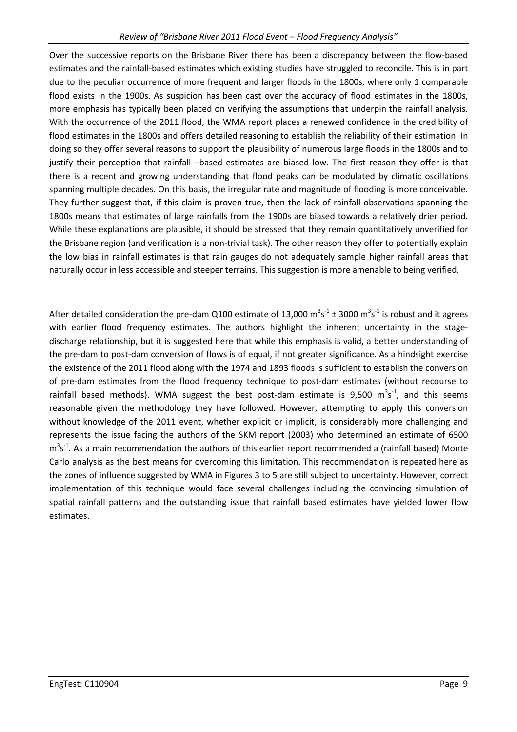Over the successive reports on the Brisbane River there has been a discrepancy between the flow-based estimates and the rainfall-based estimates which existing studies have struggled to reconcile. This is in part due to the peculiar occurrence of more frequent and larger floods in the 1800s, where only 1 comparable flood exists in the 1900s. As suspicion has been cast over the accuracy of flood estimates in the 1800s, more emphasis has typically been placed on verifying the assumptions that underpin the rainfall analysis. With the occurrence of the 2011 flood, the WMA report places a renewed confidence in the credibility of flood estimates in the 1800s and offers detailed reasoning to establish the reliability of their estimation. In doing so they offer several reasons to support the plausibility of numerous large floods in the 1800s and to justify their perception that rainfall –based estimates are biased low. The first reason they offer is that there is a recent and growing understanding that flood peaks can be modulated by climatic oscillations spanning multiple decades. On this basis, the irregular rate and magnitude of flooding is more conceivable. They further suggest that, if this claim is proven true, then the lack of rainfall observations spanning the 1800s means that estimates of large rainfalls from the 1900s are biased towards a relatively drier period. While these explanations are plausible, it should be stressed that they remain quantitatively unverified for the Brisbane region (and verification is a non-trivial task). The other reason they offer to potentially explain the low bias in rainfall estimates is that rain gauges do not adequately sample higher rainfall areas that naturally occur in less accessible and steeper terrains. This suggestion is more amenable to being verified.

After detailed consideration the pre-dam Q100 estimate of 13,000 $m^3s^{-1}$ ± 3000 $m^3s^{-1}$ is robust and it agrees with earlier flood frequency estimates. The authors highlight the inherent uncertainty in the stage-discharge relationship, but it is suggested here that while this emphasis is valid, a better understanding of the pre-dam to post-dam conversion of flows is of equal, if not greater significance. As a hindsight exercise the existence of the 2011 flood along with the 1974 and 1893 floods is sufficient to establish the conversion of pre-dam estimates from the flood frequency technique to post-dam estimates (without recourse to rainfall based methods). WMA suggest the best post-dam estimate is 9,500 $m^3s^{-1}$, and this seems reasonable given the methodology they have followed. However, attempting to apply this conversion without knowledge of the 2011 event, whether explicit or implicit, is considerably more challenging and represents the issue facing the authors of the SKM report (2003) who determined an estimate of 6500 $m^3s^{-1}$. As a main recommendation the authors of this earlier report recommended a (rainfall based) Monte Carlo analysis as the best means for overcoming this limitation. This recommendation is repeated here as the zones of influence suggested by WMA in Figures 3 to 5 are still subject to uncertainty. However, correct implementation of this technique would face several challenges including the convincing simulation of spatial rainfall patterns and the outstanding issue that rainfall based estimates have yielded lower flow estimates.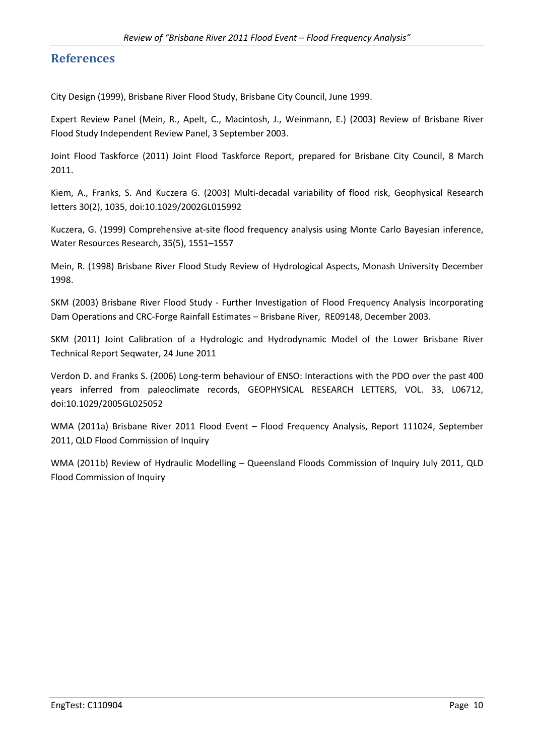# References

City Design (1999), Brisbane River Flood Study, Brisbane City Council, June 1999.

Expert Review Panel (Mein, R., Apelt, C., Macintosh, J., Weinmann, E.) (2003) Review of Brisbane River Flood Study Independent Review Panel, 3 September 2003.

Joint Flood Taskforce (2011) Joint Flood Taskforce Report, prepared for Brisbane City Council, 8 March 2011.

Kiem, A., Franks, S. And Kuczera G. (2003) Multi-decadal variability of flood risk, Geophysical Research letters 30(2), 1035, doi:10.1029/2002GL015992

Kuczera, G. (1999) Comprehensive at-site flood frequency analysis using Monte Carlo Bayesian inference, Water Resources Research, 35(5), 1551–1557

Mein, R. (1998) Brisbane River Flood Study Review of Hydrological Aspects, Monash University December 1998.

SKM (2003) Brisbane River Flood Study - Further Investigation of Flood Frequency Analysis Incorporating Dam Operations and CRC-Forge Rainfall Estimates – Brisbane River, RE09148, December 2003.

SKM (2011) Joint Calibration of a Hydrologic and Hydrodynamic Model of the Lower Brisbane River Technical Report Seqwater, 24 June 2011

Verdon D. and Franks S. (2006) Long-term behaviour of ENSO: Interactions with the PDO over the past 400 years inferred from paleoclimate records, GEOPHYSICAL RESEARCH LETTERS, VOL. 33, L06712, doi:10.1029/2005GL025052

WMA (2011a) Brisbane River 2011 Flood Event – Flood Frequency Analysis, Report 111024, September 2011, QLD Flood Commission of Inquiry

WMA (2011b) Review of Hydraulic Modelling – Queensland Floods Commission of Inquiry July 2011, QLD Flood Commission of Inquiry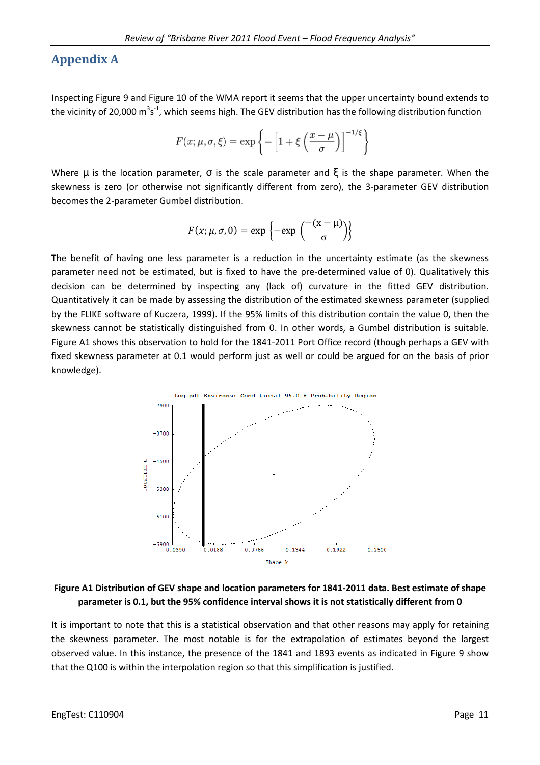# Appendix A

Inspecting Figure 9 and Figure 10 of the WMA report it seems that the upper uncertainty bound extends to the vicinity of 20,000 $m^3s^{-1}$, which seems high. The GEV distribution has the following distribution function

$$F(x;\mu,\sigma,\xi) = \exp\left\{-\left[1+\xi\left(\frac{x-\mu}{\sigma}\right)\right]^{-1/\xi}\right\}$$

Where $\mu$ is the location parameter, $\sigma$ is the scale parameter and $\xi$ is the shape parameter. When the skewness is zero (or otherwise not significantly different from zero), the 3-parameter GEV distribution becomes the 2-parameter Gumbel distribution.

$$F(x;\mu,\sigma,0) = \exp\left\{-\exp\left(\frac{-(x-\mu)}{\sigma}\right)\right\}$$

The benefit of having one less parameter is a reduction in the uncertainty estimate (as the skewness parameter need not be estimated, but is fixed to have the pre-determined value of 0). Qualitatively this decision can be determined by inspecting any (lack of) curvature in the fitted GEV distribution. Quantitatively it can be made by assessing the distribution of the estimated skewness parameter (supplied by the FLIKE software of Kuczera, 1999). If the 95% limits of this distribution contain the value 0, then the skewness cannot be statistically distinguished from 0. In other words, a Gumbel distribution is suitable. Figure A1 shows this observation to hold for the 1841-2011 Port Office record (though perhaps a GEV with fixed skewness parameter at 0.1 would perform just as well or could be argued for on the basis of prior knowledge).

Log-pdf Environs: Conditional 95.0 % Probability Region

location u

-2900
-3700
-4500
-5300
-6100
-6900

-0.0390
0.0188
0.0766
0.1344
0.1922
0.2500

Shape k

**Figure A1 Distribution of GEV shape and location parameters for 1841-2011 data. Best estimate of shape parameter is 0.1, but the 95% confidence interval shows it is not statistically different from 0**

It is important to note that this is a statistical observation and that other reasons may apply for retaining the skewness parameter. The most notable is for the extrapolation of estimates beyond the largest observed value. In this instance, the presence of the 1841 and 1893 events as indicated in Figure 9 show that the Q100 is within the interpolation region so that this simplification is justified.